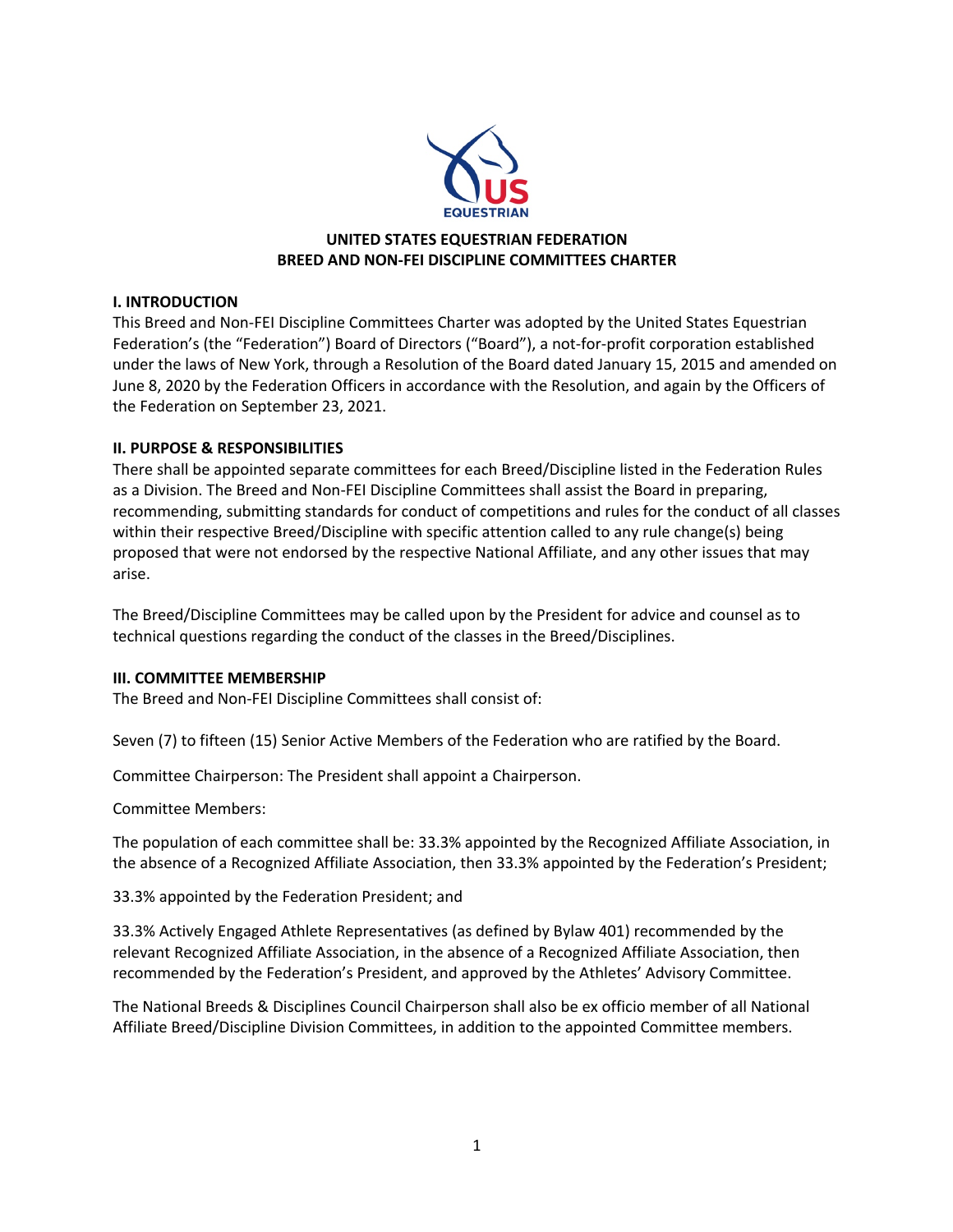# UNITED STATES EQUESTRIAN FEDERATION
# BREED AND NON-FEI DISCIPLINE COMMITTEES CHARTER

## I. INTRODUCTION

This Breed and Non-FEI Discipline Committees Charter was adopted by the United States Equestrian Federation's (the "Federation") Board of Directors ("Board"), a not-for-profit corporation established under the laws of New York, through a Resolution of the Board dated January 15, 2015 and amended on June 8, 2020 by the Federation Officers in accordance with the Resolution, and again by the Officers of the Federation on September 23, 2021.

## II. PURPOSE & RESPONSIBILITIES

There shall be appointed separate committees for each Breed/Discipline listed in the Federation Rules as a Division. The Breed and Non-FEI Discipline Committees shall assist the Board in preparing, recommending, submitting standards for conduct of competitions and rules for the conduct of all classes within their respective Breed/Discipline with specific attention called to any rule change(s) being proposed that were not endorsed by the respective National Affiliate, and any other issues that may arise.

The Breed/Discipline Committees may be called upon by the President for advice and counsel as to technical questions regarding the conduct of the classes in the Breed/Disciplines.

## III. COMMITTEE MEMBERSHIP

The Breed and Non-FEI Discipline Committees shall consist of:

Seven (7) to fifteen (15) Senior Active Members of the Federation who are ratified by the Board.

Committee Chairperson: The President shall appoint a Chairperson.

Committee Members:

The population of each committee shall be: 33.3% appointed by the Recognized Affiliate Association, in the absence of a Recognized Affiliate Association, then 33.3% appointed by the Federation's President;

33.3% appointed by the Federation President; and

33.3% Actively Engaged Athlete Representatives (as defined by Bylaw 401) recommended by the relevant Recognized Affiliate Association, in the absence of a Recognized Affiliate Association, then recommended by the Federation's President, and approved by the Athletes' Advisory Committee.

The National Breeds & Disciplines Council Chairperson shall also be ex officio member of all National Affiliate Breed/Discipline Division Committees, in addition to the appointed Committee members.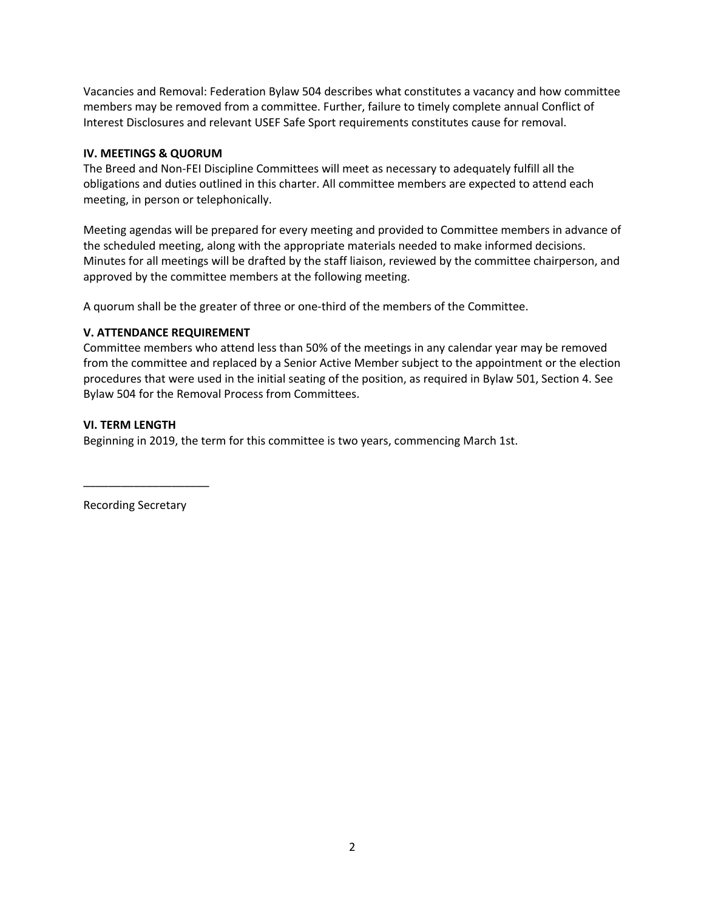Vacancies and Removal: Federation Bylaw 504 describes what constitutes a vacancy and how committee members may be removed from a committee. Further, failure to timely complete annual Conflict of Interest Disclosures and relevant USEF Safe Sport requirements constitutes cause for removal.

**IV. MEETINGS & QUORUM**

The Breed and Non-FEI Discipline Committees will meet as necessary to adequately fulfill all the obligations and duties outlined in this charter. All committee members are expected to attend each meeting, in person or telephonically.

Meeting agendas will be prepared for every meeting and provided to Committee members in advance of the scheduled meeting, along with the appropriate materials needed to make informed decisions. Minutes for all meetings will be drafted by the staff liaison, reviewed by the committee chairperson, and approved by the committee members at the following meeting.

A quorum shall be the greater of three or one-third of the members of the Committee.

**V. ATTENDANCE REQUIREMENT**

Committee members who attend less than 50% of the meetings in any calendar year may be removed from the committee and replaced by a Senior Active Member subject to the appointment or the election procedures that were used in the initial seating of the position, as required in Bylaw 501, Section 4. See Bylaw 504 for the Removal Process from Committees.

**VI. TERM LENGTH**

Beginning in 2019, the term for this committee is two years, commencing March 1st.

____________________

Recording Secretary